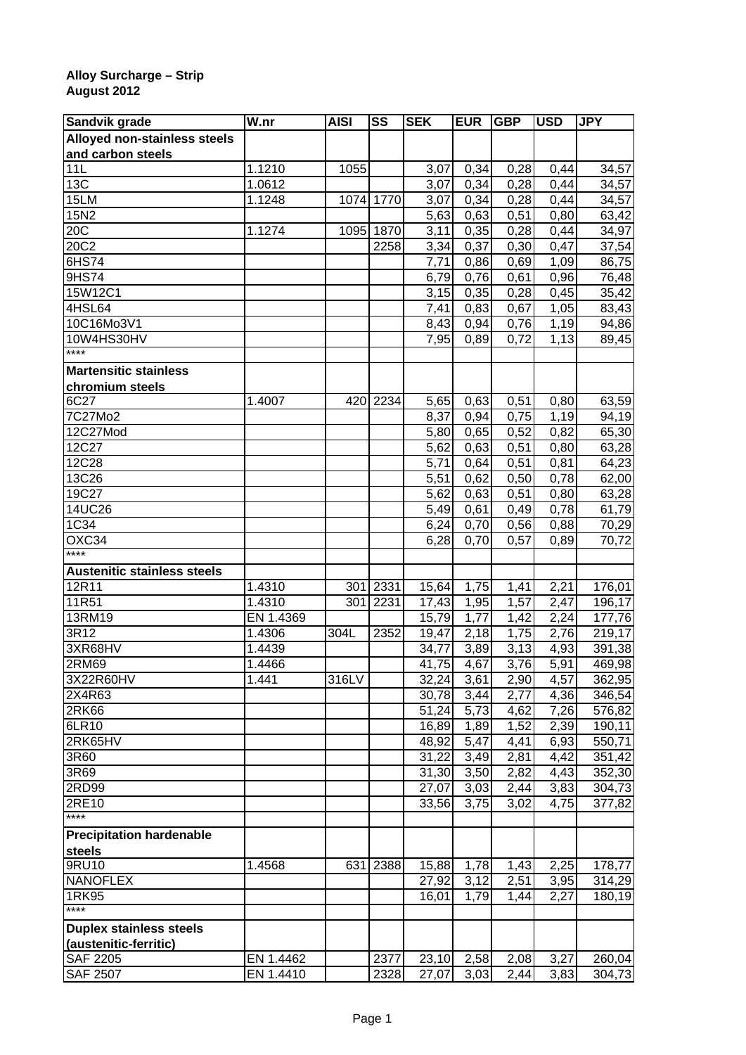**Alloy Surcharge – Strip**
**August 2012**

| Sandvik grade | W.nr | AISI | SS | SEK | EUR | GBP | USD | JPY |
|---|---|---|---|---|---|---|---|---|
| **Alloyed non-stainless steels and carbon steels** | | | | | | | | |
| 11L | 1.1210 | 1055 | | 3,07 | 0,34 | 0,28 | 0,44 | 34,57 |
| 13C | 1.0612 | | | 3,07 | 0,34 | 0,28 | 0,44 | 34,57 |
| 15LM | 1.1248 | 1074 | 1770 | 3,07 | 0,34 | 0,28 | 0,44 | 34,57 |
| 15N2 | | | | 5,63 | 0,63 | 0,51 | 0,80 | 63,42 |
| 20C | 1.1274 | 1095 | 1870 | 3,11 | 0,35 | 0,28 | 0,44 | 34,97 |
| 20C2 | | | 2258 | 3,34 | 0,37 | 0,30 | 0,47 | 37,54 |
| 6HS74 | | | | 7,71 | 0,86 | 0,69 | 1,09 | 86,75 |
| 9HS74 | | | | 6,79 | 0,76 | 0,61 | 0,96 | 76,48 |
| 15W12C1 | | | | 3,15 | 0,35 | 0,28 | 0,45 | 35,42 |
| 4HSL64 | | | | 7,41 | 0,83 | 0,67 | 1,05 | 83,43 |
| 10C16Mo3V1 | | | | 8,43 | 0,94 | 0,76 | 1,19 | 94,86 |
| 10W4HS30HV | | | | 7,95 | 0,89 | 0,72 | 1,13 | 89,45 |
| **** | | | | | | | | |
| **Martensitic stainless chromium steels** | | | | | | | | |
| 6C27 | 1.4007 | 420 | 2234 | 5,65 | 0,63 | 0,51 | 0,80 | 63,59 |
| 7C27Mo2 | | | | 8,37 | 0,94 | 0,75 | 1,19 | 94,19 |
| 12C27Mod | | | | 5,80 | 0,65 | 0,52 | 0,82 | 65,30 |
| 12C27 | | | | 5,62 | 0,63 | 0,51 | 0,80 | 63,28 |
| 12C28 | | | | 5,71 | 0,64 | 0,51 | 0,81 | 64,23 |
| 13C26 | | | | 5,51 | 0,62 | 0,50 | 0,78 | 62,00 |
| 19C27 | | | | 5,62 | 0,63 | 0,51 | 0,80 | 63,28 |
| 14UC26 | | | | 5,49 | 0,61 | 0,49 | 0,78 | 61,79 |
| 1C34 | | | | 6,24 | 0,70 | 0,56 | 0,88 | 70,29 |
| OXC34 | | | | 6,28 | 0,70 | 0,57 | 0,89 | 70,72 |
| **** | | | | | | | | |
| **Austenitic stainless steels** | | | | | | | | |
| 12R11 | 1.4310 | 301 | 2331 | 15,64 | 1,75 | 1,41 | 2,21 | 176,01 |
| 11R51 | 1.4310 | 301 | 2231 | 17,43 | 1,95 | 1,57 | 2,47 | 196,17 |
| 13RM19 | EN 1.4369 | | | 15,79 | 1,77 | 1,42 | 2,24 | 177,76 |
| 3R12 | 1.4306 | 304L | 2352 | 19,47 | 2,18 | 1,75 | 2,76 | 219,17 |
| 3XR68HV | 1.4439 | | | 34,77 | 3,89 | 3,13 | 4,93 | 391,38 |
| 2RM69 | 1.4466 | | | 41,75 | 4,67 | 3,76 | 5,91 | 469,98 |
| 3X22R60HV | 1.441 | 316LV | | 32,24 | 3,61 | 2,90 | 4,57 | 362,95 |
| 2X4R63 | | | | 30,78 | 3,44 | 2,77 | 4,36 | 346,54 |
| 2RK66 | | | | 51,24 | 5,73 | 4,62 | 7,26 | 576,82 |
| 6LR10 | | | | 16,89 | 1,89 | 1,52 | 2,39 | 190,11 |
| 2RK65HV | | | | 48,92 | 5,47 | 4,41 | 6,93 | 550,71 |
| 3R60 | | | | 31,22 | 3,49 | 2,81 | 4,42 | 351,42 |
| 3R69 | | | | 31,30 | 3,50 | 2,82 | 4,43 | 352,30 |
| 2RD99 | | | | 27,07 | 3,03 | 2,44 | 3,83 | 304,73 |
| 2RE10 | | | | 33,56 | 3,75 | 3,02 | 4,75 | 377,82 |
| **** | | | | | | | | |
| **Precipitation hardenable steels** | | | | | | | | |
| 9RU10 | 1.4568 | 631 | 2388 | 15,88 | 1,78 | 1,43 | 2,25 | 178,77 |
| NANOFLEX | | | | 27,92 | 3,12 | 2,51 | 3,95 | 314,29 |
| 1RK95 | | | | 16,01 | 1,79 | 1,44 | 2,27 | 180,19 |
| **** | | | | | | | | |
| **Duplex stainless steels (austenitic-ferritic)** | | | | | | | | |
| SAF 2205 | EN 1.4462 | | 2377 | 23,10 | 2,58 | 2,08 | 3,27 | 260,04 |
| SAF 2507 | EN 1.4410 | | 2328 | 27,07 | 3,03 | 2,44 | 3,83 | 304,73 |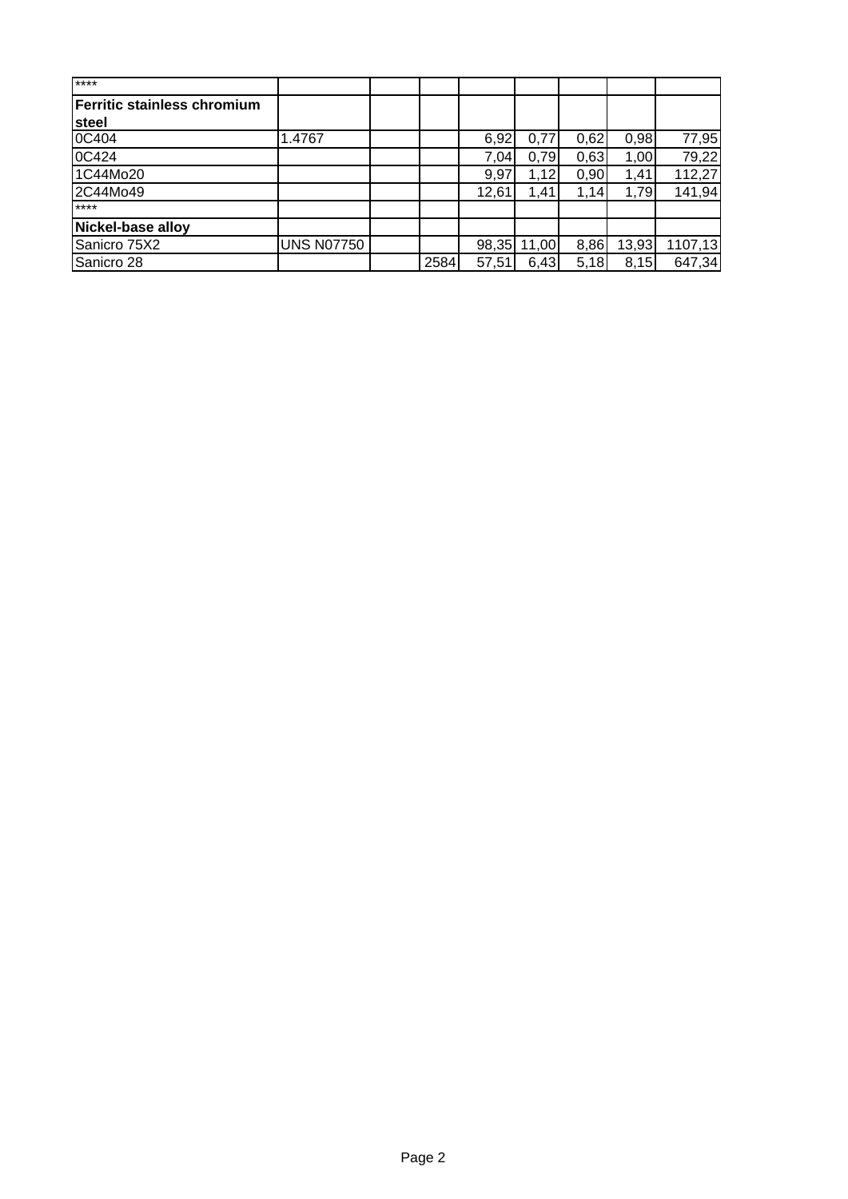| | | | | | | | | |
|---|---|---|---|---|---|---|---|---|
| **** | | | | | | | | |
| **Ferritic stainless chromium steel** | | | | | | | | |
| 0C404 | 1.4767 | | | 6,92 | 0,77 | 0,62 | 0,98 | 77,95 |
| 0C424 | | | | 7,04 | 0,79 | 0,63 | 1,00 | 79,22 |
| 1C44Mo20 | | | | 9,97 | 1,12 | 0,90 | 1,41 | 112,27 |
| 2C44Mo49 | | | | 12,61 | 1,41 | 1,14 | 1,79 | 141,94 |
| **** | | | | | | | | |
| **Nickel-base alloy** | | | | | | | | |
| Sanicro 75X2 | UNS N07750 | | | 98,35 | 11,00 | 8,86 | 13,93 | 1107,13 |
| Sanicro 28 | | | 2584 | 57,51 | 6,43 | 5,18 | 8,15 | 647,34 |